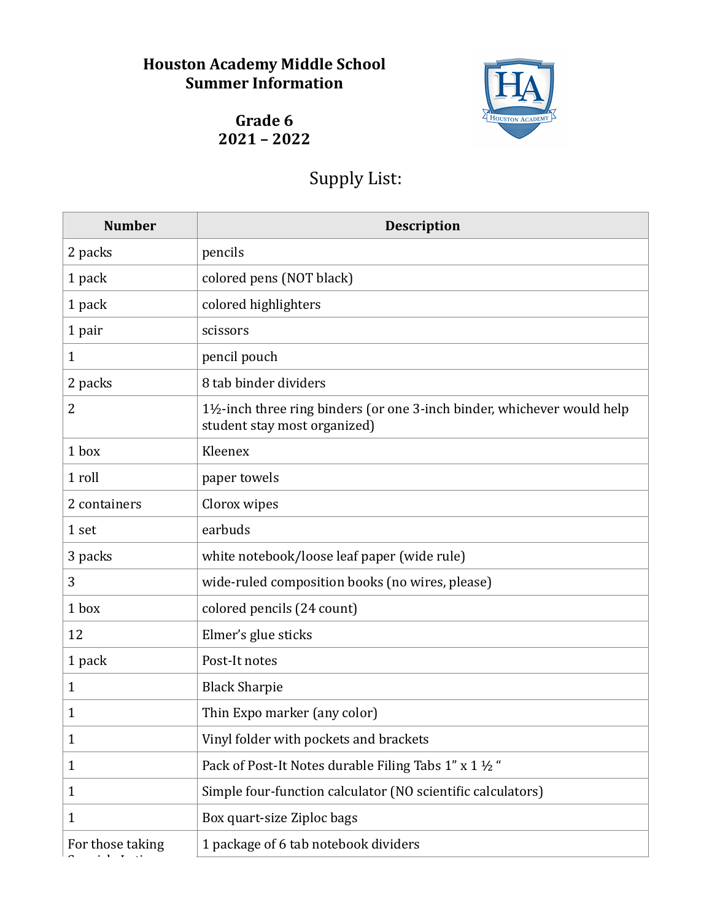# Houston Academy Middle School
# Summer Information

## Grade 6
## 2021 – 2022

## Supply List:

| Number | Description |
|---|---|
| 2 packs | pencils |
| 1 pack | colored pens (NOT black) |
| 1 pack | colored highlighters |
| 1 pair | scissors |
| 1 | pencil pouch |
| 2 packs | 8 tab binder dividers |
| 2 | 1½-inch three ring binders (or one 3-inch binder, whichever would help student stay most organized) |
| 1 box | Kleenex |
| 1 roll | paper towels |
| 2 containers | Clorox wipes |
| 1 set | earbuds |
| 3 packs | white notebook/loose leaf paper (wide rule) |
| 3 | wide-ruled composition books (no wires, please) |
| 1 box | colored pencils (24 count) |
| 12 | Elmer's glue sticks |
| 1 pack | Post-It notes |
| 1 | Black Sharpie |
| 1 | Thin Expo marker (any color) |
| 1 | Vinyl folder with pockets and brackets |
| 1 | Pack of Post-It Notes durable Filing Tabs 1" x 1 ½ " |
| 1 | Simple four-function calculator (NO scientific calculators) |
| 1 | Box quart-size Ziploc bags |
| For those taking Spanish, Latin... | 1 package of 6 tab notebook dividers |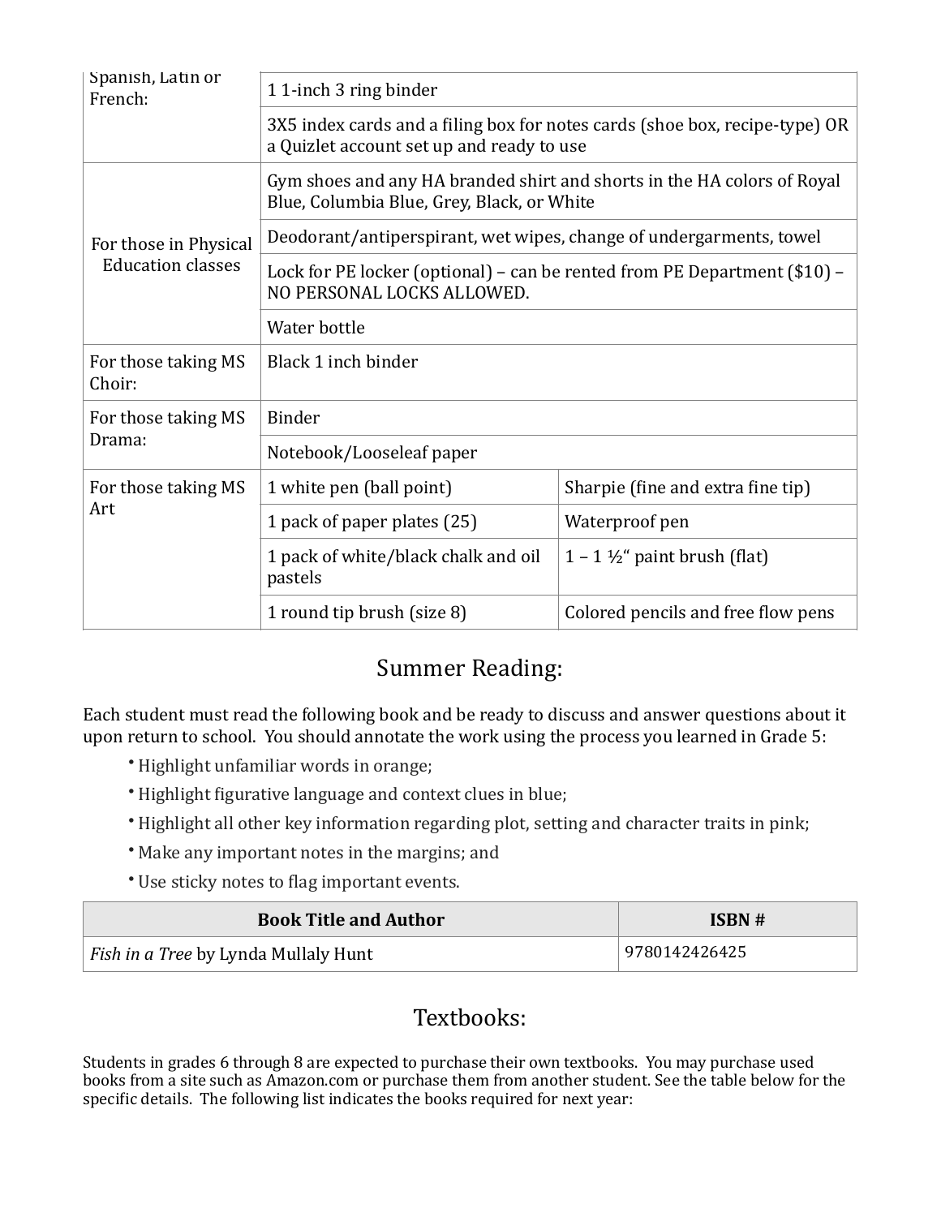| Spanish, Latin or French: | 1 1-inch 3 ring binder | |
| --- | --- | --- |
| | 3X5 index cards and a filing box for notes cards (shoe box, recipe-type) OR a Quizlet account set up and ready to use | |
| For those in Physical Education classes | Gym shoes and any HA branded shirt and shorts in the HA colors of Royal Blue, Columbia Blue, Grey, Black, or White | |
| | Deodorant/antiperspirant, wet wipes, change of undergarments, towel | |
| | Lock for PE locker (optional) – can be rented from PE Department ($10) – NO PERSONAL LOCKS ALLOWED. | |
| | Water bottle | |
| For those taking MS Choir: | Black 1 inch binder | |
| For those taking MS Drama: | Binder | |
| | Notebook/Looseleaf paper | |
| For those taking MS Art | 1 white pen (ball point) | Sharpie (fine and extra fine tip) |
| | 1 pack of paper plates (25) | Waterproof pen |
| | 1 pack of white/black chalk and oil pastels | 1 – 1 ½" paint brush (flat) |
| | 1 round tip brush (size 8) | Colored pencils and free flow pens |

## Summer Reading:

Each student must read the following book and be ready to discuss and answer questions about it upon return to school. You should annotate the work using the process you learned in Grade 5:

- Highlight unfamiliar words in orange;
- Highlight figurative language and context clues in blue;
- Highlight all other key information regarding plot, setting and character traits in pink;
- Make any important notes in the margins; and
- Use sticky notes to flag important events.

| Book Title and Author | ISBN # |
| --- | --- |
| *Fish in a Tree* by Lynda Mullaly Hunt | 9780142426425 |

## Textbooks:

Students in grades 6 through 8 are expected to purchase their own textbooks. You may purchase used books from a site such as Amazon.com or purchase them from another student. See the table below for the specific details. The following list indicates the books required for next year: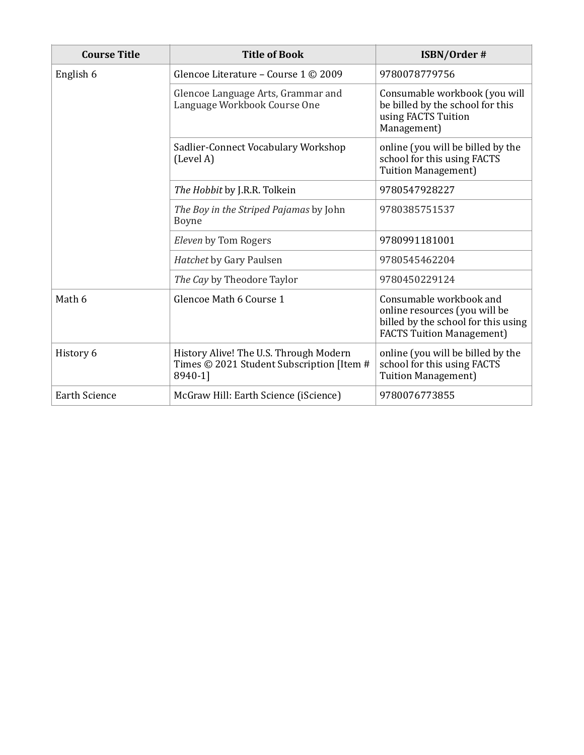| Course Title | Title of Book | ISBN/Order # |
|---|---|---|
| English 6 | Glencoe Literature – Course 1 © 2009 | 9780078779756 |
| | Glencoe Language Arts, Grammar and Language Workbook Course One | Consumable workbook (you will be billed by the school for this using FACTS Tuition Management) |
| | Sadlier-Connect Vocabulary Workshop (Level A) | online (you will be billed by the school for this using FACTS Tuition Management) |
| | *The Hobbit* by J.R.R. Tolkein | 9780547928227 |
| | *The Boy in the Striped Pajamas* by John Boyne | 9780385751537 |
| | *Eleven* by Tom Rogers | 9780991181001 |
| | *Hatchet* by Gary Paulsen | 9780545462204 |
| | *The Cay* by Theodore Taylor | 9780450229124 |
| Math 6 | Glencoe Math 6 Course 1 | Consumable workbook and online resources (you will be billed by the school for this using FACTS Tuition Management) |
| History 6 | History Alive! The U.S. Through Modern Times © 2021 Student Subscription [Item # 8940-1] | online (you will be billed by the school for this using FACTS Tuition Management) |
| Earth Science | McGraw Hill: Earth Science (iScience) | 9780076773855 |